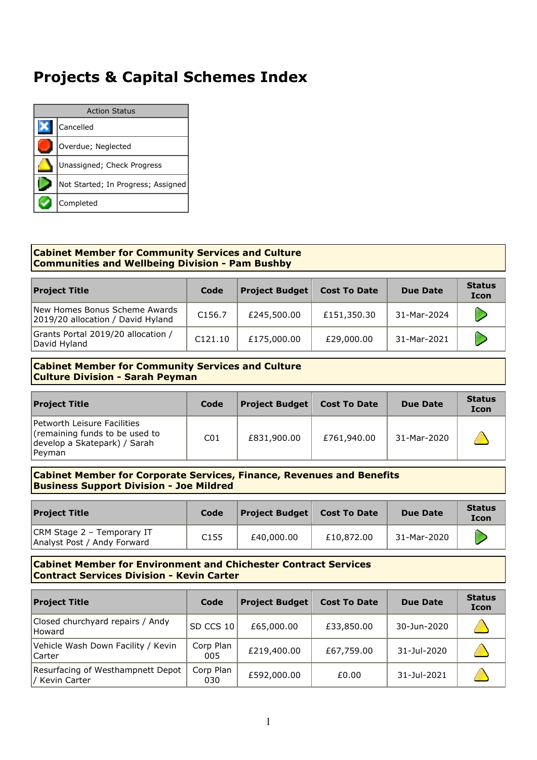# Projects & Capital Schemes Index

| Action Status | |
|---|---|
| | Cancelled |
| | Overdue; Neglected |
| | Unassigned; Check Progress |
| | Not Started; In Progress; Assigned |
| | Completed |

**Cabinet Member for Community Services and Culture**
**Communities and Wellbeing Division - Pam Bushby**

| Project Title | Code | Project Budget | Cost To Date | Due Date | Status Icon |
|---|---|---|---|---|---|
| New Homes Bonus Scheme Awards 2019/20 allocation / David Hyland | C156.7 | £245,500.00 | £151,350.30 | 31-Mar-2024 | Not Started; In Progress; Assigned |
| Grants Portal 2019/20 allocation / David Hyland | C121.10 | £175,000.00 | £29,000.00 | 31-Mar-2021 | Not Started; In Progress; Assigned |

**Cabinet Member for Community Services and Culture**
**Culture Division - Sarah Peyman**

| Project Title | Code | Project Budget | Cost To Date | Due Date | Status Icon |
|---|---|---|---|---|---|
| Petworth Leisure Facilities (remaining funds to be used to develop a Skatepark) / Sarah Peyman | C01 | £831,900.00 | £761,940.00 | 31-Mar-2020 | Unassigned; Check Progress |

**Cabinet Member for Corporate Services, Finance, Revenues and Benefits**
**Business Support Division - Joe Mildred**

| Project Title | Code | Project Budget | Cost To Date | Due Date | Status Icon |
|---|---|---|---|---|---|
| CRM Stage 2 – Temporary IT Analyst Post / Andy Forward | C155 | £40,000.00 | £10,872.00 | 31-Mar-2020 | Not Started; In Progress; Assigned |

**Cabinet Member for Environment and Chichester Contract Services**
**Contract Services Division - Kevin Carter**

| Project Title | Code | Project Budget | Cost To Date | Due Date | Status Icon |
|---|---|---|---|---|---|
| Closed churchyard repairs / Andy Howard | SD CCS 10 | £65,000.00 | £33,850.00 | 30-Jun-2020 | Unassigned; Check Progress |
| Vehicle Wash Down Facility / Kevin Carter | Corp Plan 005 | £219,400.00 | £67,759.00 | 31-Jul-2020 | Unassigned; Check Progress |
| Resurfacing of Westhampnett Depot / Kevin Carter | Corp Plan 030 | £592,000.00 | £0.00 | 31-Jul-2021 | Unassigned; Check Progress |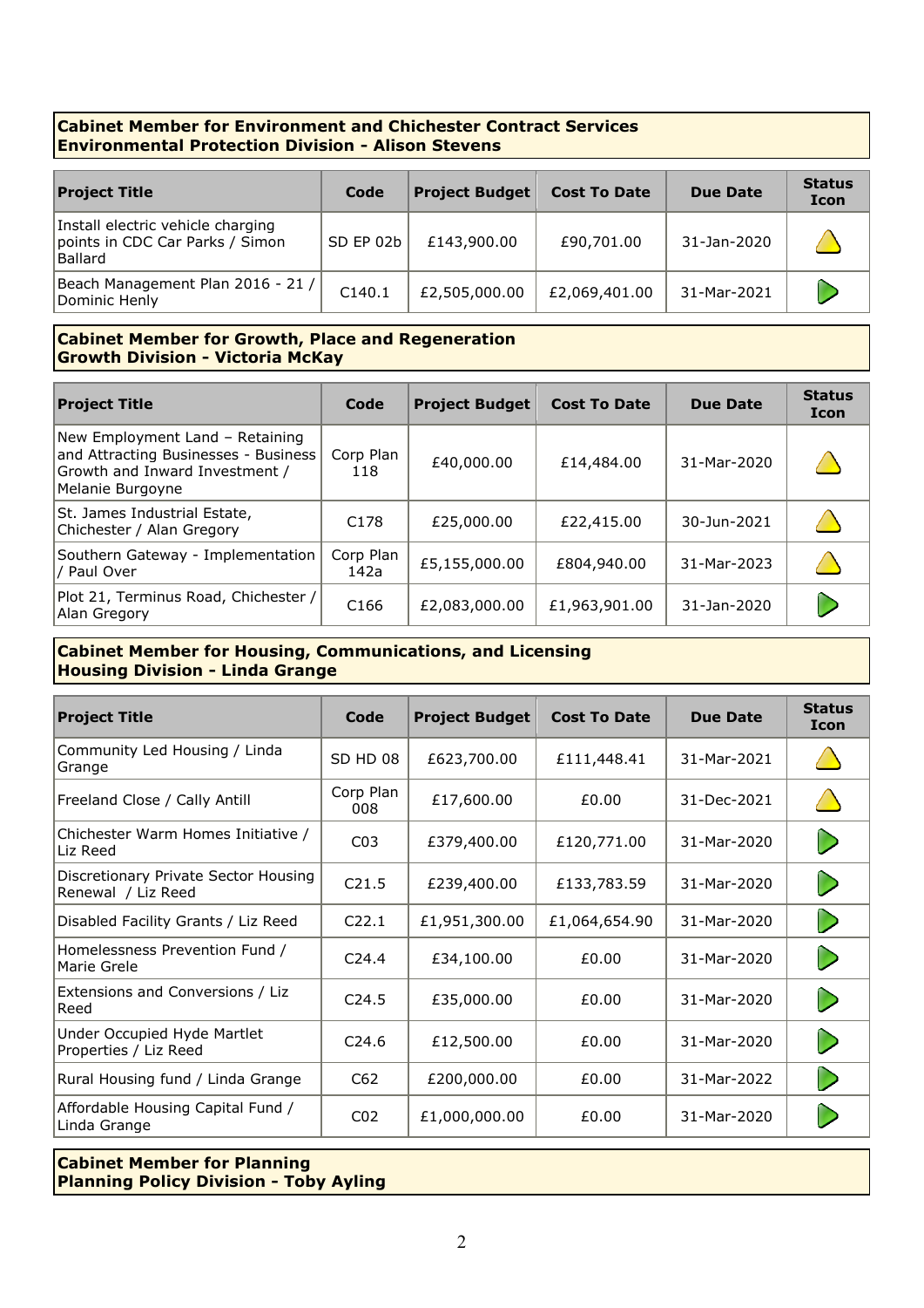**Cabinet Member for Environment and Chichester Contract Services**
**Environmental Protection Division - Alison Stevens**

| Project Title | Code | Project Budget | Cost To Date | Due Date | Status Icon |
|---|---|---|---|---|---|
| Install electric vehicle charging points in CDC Car Parks / Simon Ballard | SD EP 02b | £143,900.00 | £90,701.00 | 31-Jan-2020 | Warning |
| Beach Management Plan 2016 - 21 / Dominic Henly | C140.1 | £2,505,000.00 | £2,069,401.00 | 31-Mar-2021 | On track |

**Cabinet Member for Growth, Place and Regeneration**
**Growth Division - Victoria McKay**

| Project Title | Code | Project Budget | Cost To Date | Due Date | Status Icon |
|---|---|---|---|---|---|
| New Employment Land – Retaining and Attracting Businesses - Business Growth and Inward Investment / Melanie Burgoyne | Corp Plan 118 | £40,000.00 | £14,484.00 | 31-Mar-2020 | Warning |
| St. James Industrial Estate, Chichester / Alan Gregory | C178 | £25,000.00 | £22,415.00 | 30-Jun-2021 | Warning |
| Southern Gateway - Implementation / Paul Over | Corp Plan 142a | £5,155,000.00 | £804,940.00 | 31-Mar-2023 | Warning |
| Plot 21, Terminus Road, Chichester / Alan Gregory | C166 | £2,083,000.00 | £1,963,901.00 | 31-Jan-2020 | On track |

**Cabinet Member for Housing, Communications, and Licensing**
**Housing Division - Linda Grange**

| Project Title | Code | Project Budget | Cost To Date | Due Date | Status Icon |
|---|---|---|---|---|---|
| Community Led Housing / Linda Grange | SD HD 08 | £623,700.00 | £111,448.41 | 31-Mar-2021 | Warning |
| Freeland Close / Cally Antill | Corp Plan 008 | £17,600.00 | £0.00 | 31-Dec-2021 | Warning |
| Chichester Warm Homes Initiative / Liz Reed | C03 | £379,400.00 | £120,771.00 | 31-Mar-2020 | On track |
| Discretionary Private Sector Housing Renewal / Liz Reed | C21.5 | £239,400.00 | £133,783.59 | 31-Mar-2020 | On track |
| Disabled Facility Grants / Liz Reed | C22.1 | £1,951,300.00 | £1,064,654.90 | 31-Mar-2020 | On track |
| Homelessness Prevention Fund / Marie Grele | C24.4 | £34,100.00 | £0.00 | 31-Mar-2020 | On track |
| Extensions and Conversions / Liz Reed | C24.5 | £35,000.00 | £0.00 | 31-Mar-2020 | On track |
| Under Occupied Hyde Martlet Properties / Liz Reed | C24.6 | £12,500.00 | £0.00 | 31-Mar-2020 | On track |
| Rural Housing fund / Linda Grange | C62 | £200,000.00 | £0.00 | 31-Mar-2022 | On track |
| Affordable Housing Capital Fund / Linda Grange | C02 | £1,000,000.00 | £0.00 | 31-Mar-2020 | On track |

**Cabinet Member for Planning**
**Planning Policy Division - Toby Ayling**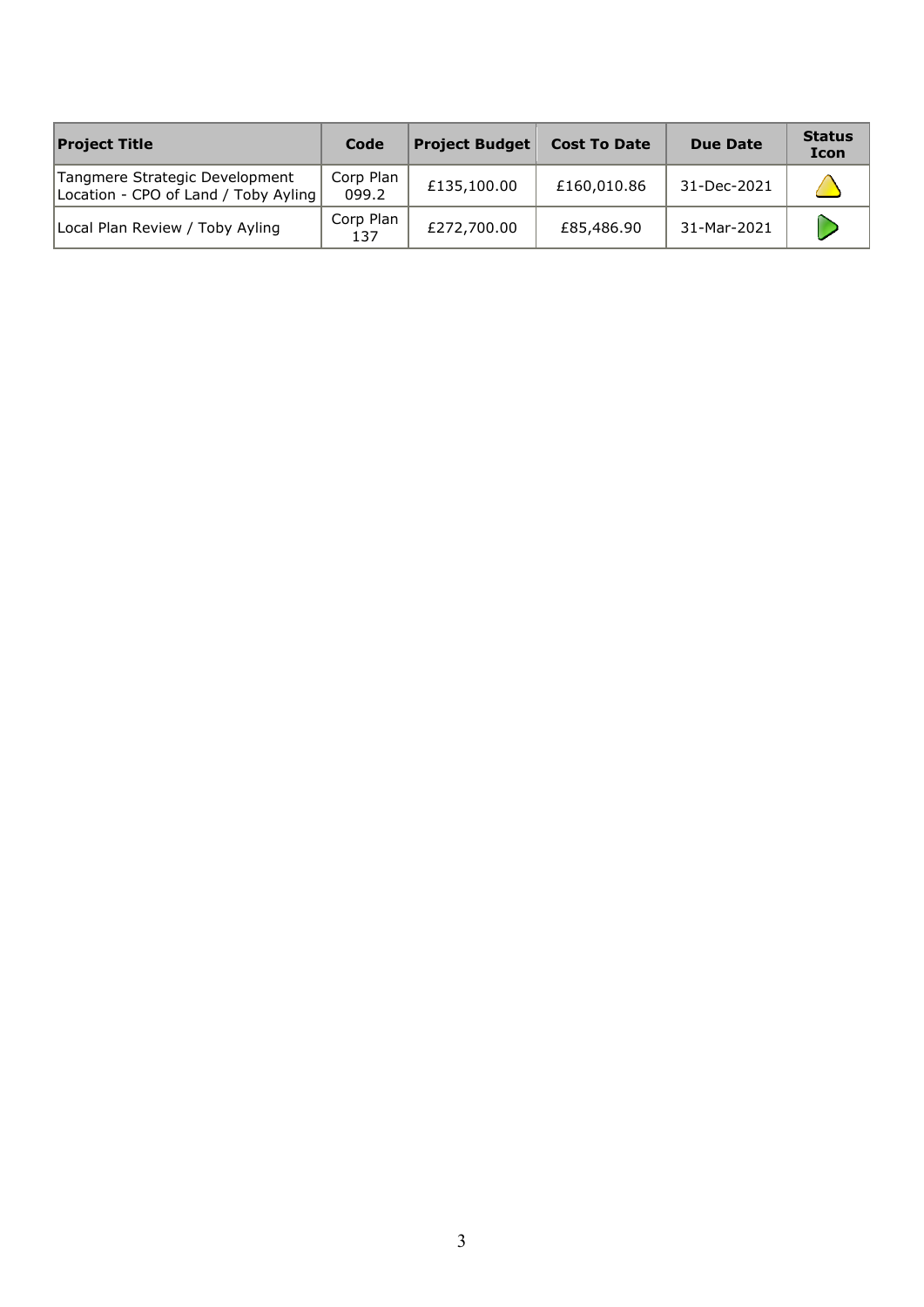| Project Title | Code | Project Budget | Cost To Date | Due Date | Status Icon |
|---|---|---|---|---|---|
| Tangmere Strategic Development Location - CPO of Land / Toby Ayling | Corp Plan 099.2 | £135,100.00 | £160,010.86 | 31-Dec-2021 | |
| Local Plan Review / Toby Ayling | Corp Plan 137 | £272,700.00 | £85,486.90 | 31-Mar-2021 | |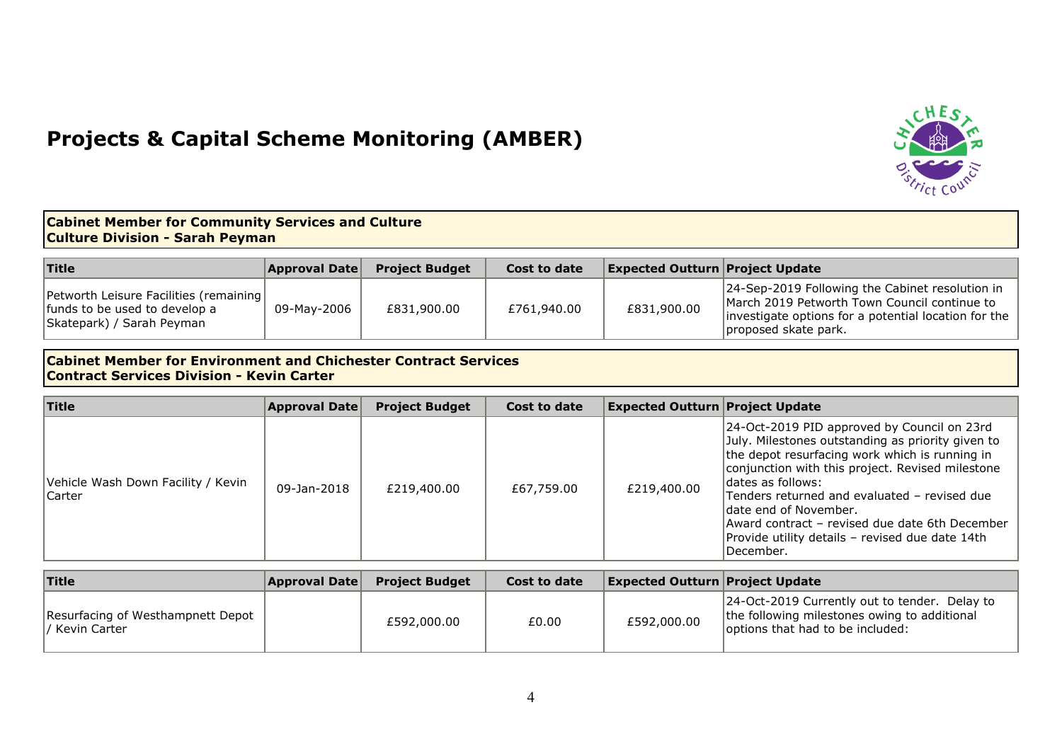# Projects & Capital Scheme Monitoring (AMBER)

**Cabinet Member for Community Services and Culture**
**Culture Division - Sarah Peyman**

| Title | Approval Date | Project Budget | Cost to date | Expected Outturn | Project Update |
|---|---|---|---|---|---|
| Petworth Leisure Facilities (remaining funds to be used to develop a Skatepark) / Sarah Peyman | 09-May-2006 | £831,900.00 | £761,940.00 | £831,900.00 | 24-Sep-2019 Following the Cabinet resolution in March 2019 Petworth Town Council continue to investigate options for a potential location for the proposed skate park. |

**Cabinet Member for Environment and Chichester Contract Services**
**Contract Services Division - Kevin Carter**

| Title | Approval Date | Project Budget | Cost to date | Expected Outturn | Project Update |
|---|---|---|---|---|---|
| Vehicle Wash Down Facility / Kevin Carter | 09-Jan-2018 | £219,400.00 | £67,759.00 | £219,400.00 | 24-Oct-2019 PID approved by Council on 23rd July. Milestones outstanding as priority given to the depot resurfacing work which is running in conjunction with this project. Revised milestone dates as follows:<br>Tenders returned and evaluated – revised due date end of November.<br>Award contract – revised due date 6th December<br>Provide utility details – revised due date 14th December. |

| Title | Approval Date | Project Budget | Cost to date | Expected Outturn | Project Update |
|---|---|---|---|---|---|
| Resurfacing of Westhampnett Depot / Kevin Carter | | £592,000.00 | £0.00 | £592,000.00 | 24-Oct-2019 Currently out to tender. Delay to the following milestones owing to additional options that had to be included: |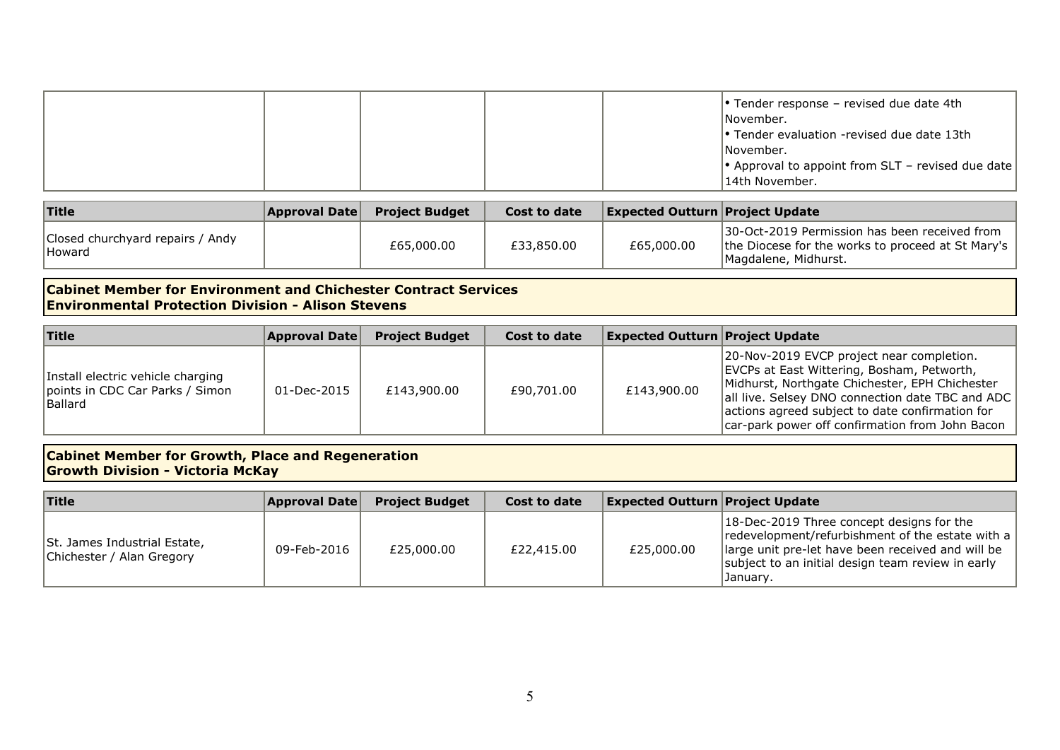| | | | | | |
|---|---|---|---|---|---|
| | | | | | • Tender response – revised due date 4th November.<br>• Tender evaluation -revised due date 13th November.<br>• Approval to appoint from SLT – revised due date 14th November. |

| Title | Approval Date | Project Budget | Cost to date | Expected Outturn | Project Update |
|---|---|---|---|---|---|
| Closed churchyard repairs / Andy Howard | | £65,000.00 | £33,850.00 | £65,000.00 | 30-Oct-2019 Permission has been received from the Diocese for the works to proceed at St Mary's Magdalene, Midhurst. |

**Cabinet Member for Environment and Chichester Contract Services**
**Environmental Protection Division - Alison Stevens**

| Title | Approval Date | Project Budget | Cost to date | Expected Outturn | Project Update |
|---|---|---|---|---|---|
| Install electric vehicle charging points in CDC Car Parks / Simon Ballard | 01-Dec-2015 | £143,900.00 | £90,701.00 | £143,900.00 | 20-Nov-2019 EVCP project near completion. EVCPs at East Wittering, Bosham, Petworth, Midhurst, Northgate Chichester, EPH Chichester all live. Selsey DNO connection date TBC and ADC actions agreed subject to date confirmation for car-park power off confirmation from John Bacon |

**Cabinet Member for Growth, Place and Regeneration**
**Growth Division - Victoria McKay**

| Title | Approval Date | Project Budget | Cost to date | Expected Outturn | Project Update |
|---|---|---|---|---|---|
| St. James Industrial Estate, Chichester / Alan Gregory | 09-Feb-2016 | £25,000.00 | £22,415.00 | £25,000.00 | 18-Dec-2019 Three concept designs for the redevelopment/refurbishment of the estate with a large unit pre-let have been received and will be subject to an initial design team review in early January. |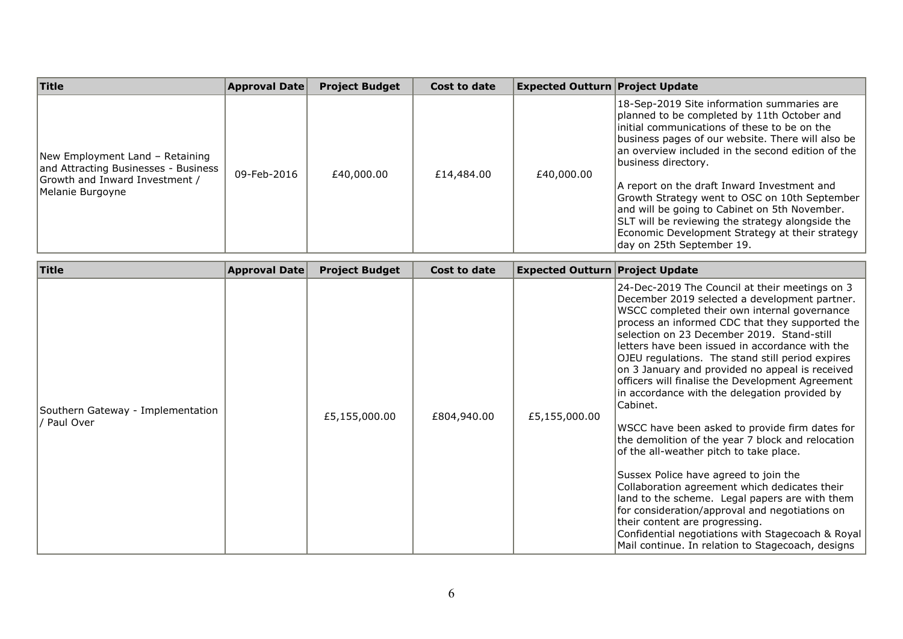| Title | Approval Date | Project Budget | Cost to date | Expected Outturn | Project Update |
|---|---|---|---|---|---|
| New Employment Land – Retaining and Attracting Businesses - Business Growth and Inward Investment / Melanie Burgoyne | 09-Feb-2016 | £40,000.00 | £14,484.00 | £40,000.00 | 18-Sep-2019 Site information summaries are planned to be completed by 11th October and initial communications of these to be on the business pages of our website. There will also be an overview included in the second edition of the business directory.<br><br>A report on the draft Inward Investment and Growth Strategy went to OSC on 10th September and will be going to Cabinet on 5th November. SLT will be reviewing the strategy alongside the Economic Development Strategy at their strategy day on 25th September 19. |

| Title | Approval Date | Project Budget | Cost to date | Expected Outturn | Project Update |
|---|---|---|---|---|---|
| Southern Gateway - Implementation / Paul Over | | £5,155,000.00 | £804,940.00 | £5,155,000.00 | 24-Dec-2019 The Council at their meetings on 3 December 2019 selected a development partner. WSCC completed their own internal governance process an informed CDC that they supported the selection on 23 December 2019. Stand-still letters have been issued in accordance with the OJEU regulations. The stand still period expires on 3 January and provided no appeal is received officers will finalise the Development Agreement in accordance with the delegation provided by Cabinet.<br><br>WSCC have been asked to provide firm dates for the demolition of the year 7 block and relocation of the all-weather pitch to take place.<br><br>Sussex Police have agreed to join the Collaboration agreement which dedicates their land to the scheme. Legal papers are with them for consideration/approval and negotiations on their content are progressing.<br>Confidential negotiations with Stagecoach & Royal Mail continue. In relation to Stagecoach, designs |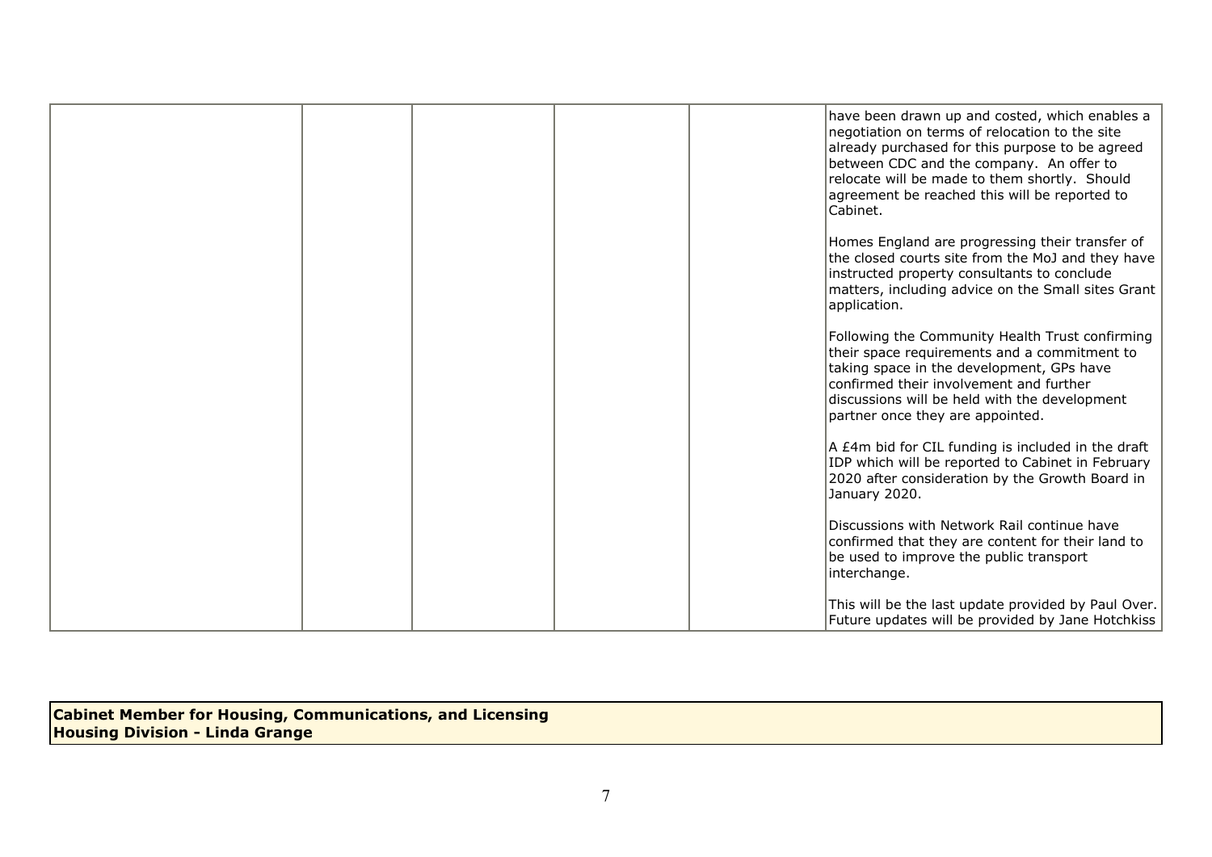| | | | | | |
|---|---|---|---|---|---|
| | | | | | have been drawn up and costed, which enables a negotiation on terms of relocation to the site already purchased for this purpose to be agreed between CDC and the company. An offer to relocate will be made to them shortly. Should agreement be reached this will be reported to Cabinet.<br><br>Homes England are progressing their transfer of the closed courts site from the MoJ and they have instructed property consultants to conclude matters, including advice on the Small sites Grant application.<br><br>Following the Community Health Trust confirming their space requirements and a commitment to taking space in the development, GPs have confirmed their involvement and further discussions will be held with the development partner once they are appointed.<br><br>A £4m bid for CIL funding is included in the draft IDP which will be reported to Cabinet in February 2020 after consideration by the Growth Board in January 2020.<br><br>Discussions with Network Rail continue have confirmed that they are content for their land to be used to improve the public transport interchange.<br><br>This will be the last update provided by Paul Over. Future updates will be provided by Jane Hotchkiss |

**Cabinet Member for Housing, Communications, and Licensing**
**Housing Division - Linda Grange**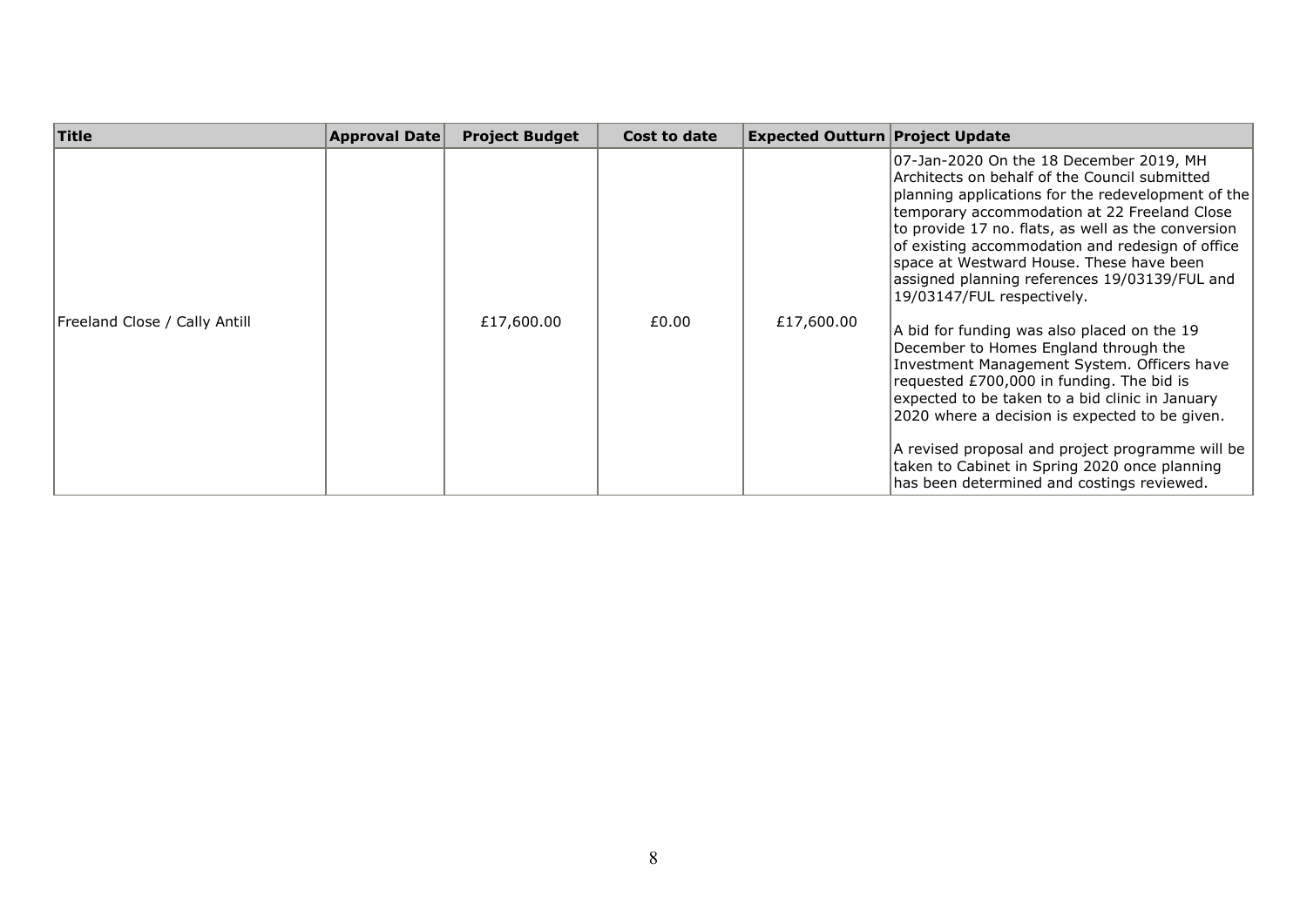| Title | Approval Date | Project Budget | Cost to date | Expected Outturn | Project Update |
|---|---|---|---|---|---|
| Freeland Close / Cally Antill | | £17,600.00 | £0.00 | £17,600.00 | 07-Jan-2020 On the 18 December 2019, MH Architects on behalf of the Council submitted planning applications for the redevelopment of the temporary accommodation at 22 Freeland Close to provide 17 no. flats, as well as the conversion of existing accommodation and redesign of office space at Westward House. These have been assigned planning references 19/03139/FUL and 19/03147/FUL respectively.<br><br>A bid for funding was also placed on the 19 December to Homes England through the Investment Management System. Officers have requested £700,000 in funding. The bid is expected to be taken to a bid clinic in January 2020 where a decision is expected to be given.<br><br>A revised proposal and project programme will be taken to Cabinet in Spring 2020 once planning has been determined and costings reviewed. |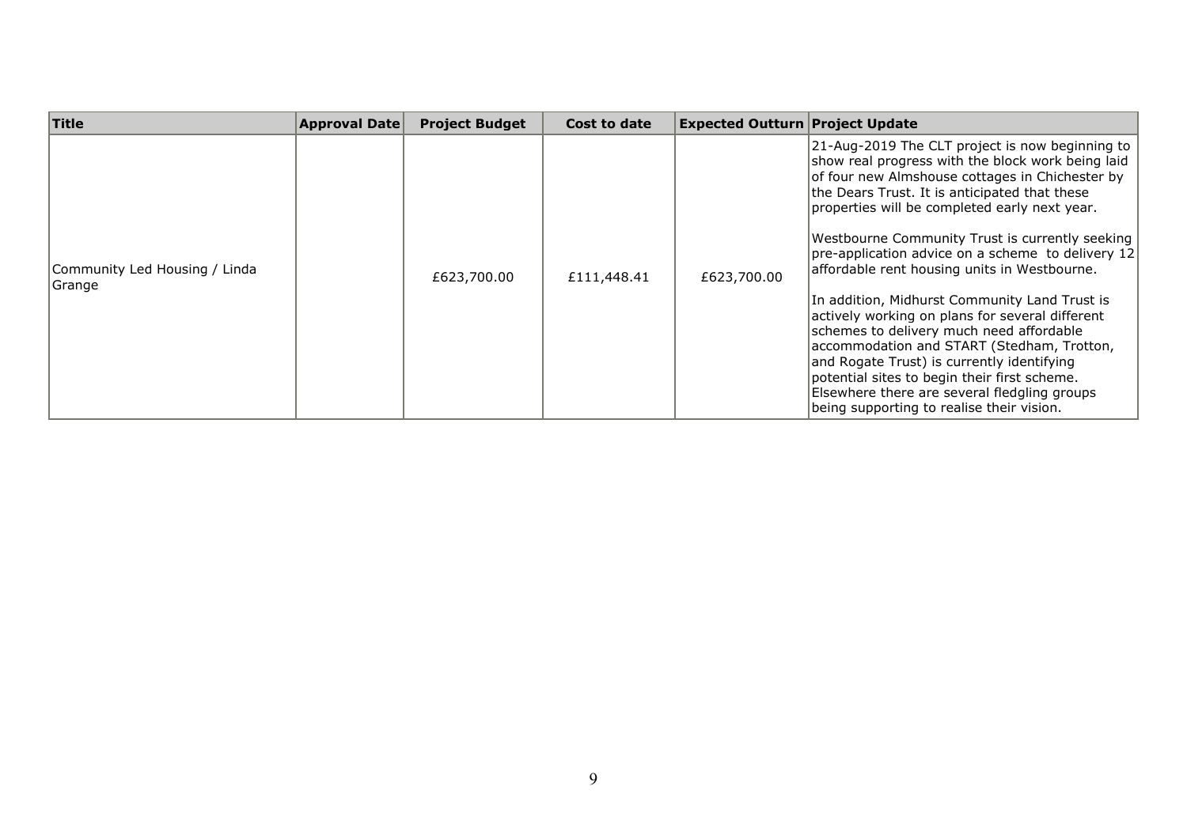| Title | Approval Date | Project Budget | Cost to date | Expected Outturn | Project Update |
|---|---|---|---|---|---|
| Community Led Housing / Linda Grange | | £623,700.00 | £111,448.41 | £623,700.00 | 21-Aug-2019 The CLT project is now beginning to show real progress with the block work being laid of four new Almshouse cottages in Chichester by the Dears Trust. It is anticipated that these properties will be completed early next year.<br><br>Westbourne Community Trust is currently seeking pre-application advice on a scheme  to delivery 12 affordable rent housing units in Westbourne.<br><br>In addition, Midhurst Community Land Trust is actively working on plans for several different schemes to delivery much need affordable accommodation and START (Stedham, Trotton, and Rogate Trust) is currently identifying potential sites to begin their first scheme. Elsewhere there are several fledgling groups being supporting to realise their vision. |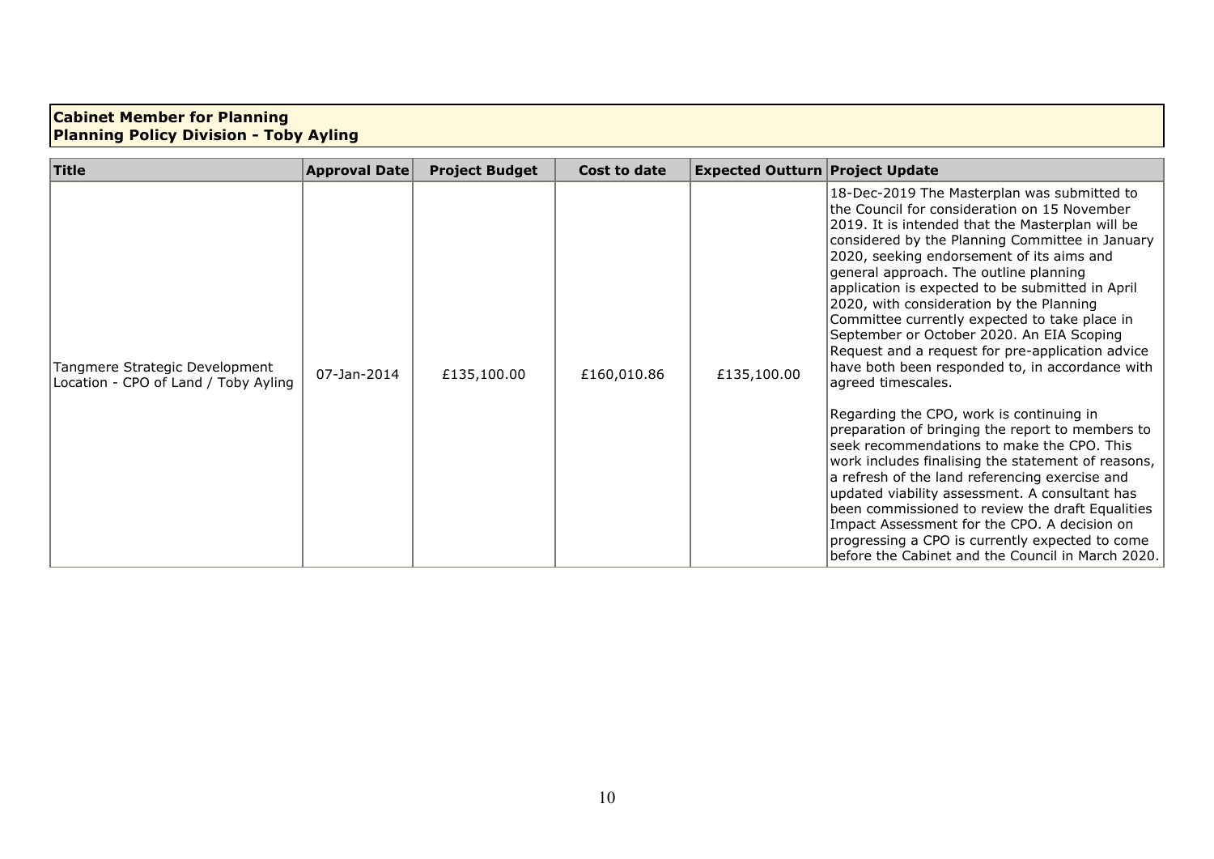**Cabinet Member for Planning**
**Planning Policy Division - Toby Ayling**

| Title | Approval Date | Project Budget | Cost to date | Expected Outturn | Project Update |
|---|---|---|---|---|---|
| Tangmere Strategic Development Location - CPO of Land / Toby Ayling | 07-Jan-2014 | £135,100.00 | £160,010.86 | £135,100.00 | 18-Dec-2019 The Masterplan was submitted to the Council for consideration on 15 November 2019. It is intended that the Masterplan will be considered by the Planning Committee in January 2020, seeking endorsement of its aims and general approach. The outline planning application is expected to be submitted in April 2020, with consideration by the Planning Committee currently expected to take place in September or October 2020. An EIA Scoping Request and a request for pre-application advice have both been responded to, in accordance with agreed timescales.<br><br>Regarding the CPO, work is continuing in preparation of bringing the report to members to seek recommendations to make the CPO. This work includes finalising the statement of reasons, a refresh of the land referencing exercise and updated viability assessment. A consultant has been commissioned to review the draft Equalities Impact Assessment for the CPO. A decision on progressing a CPO is currently expected to come before the Cabinet and the Council in March 2020. |